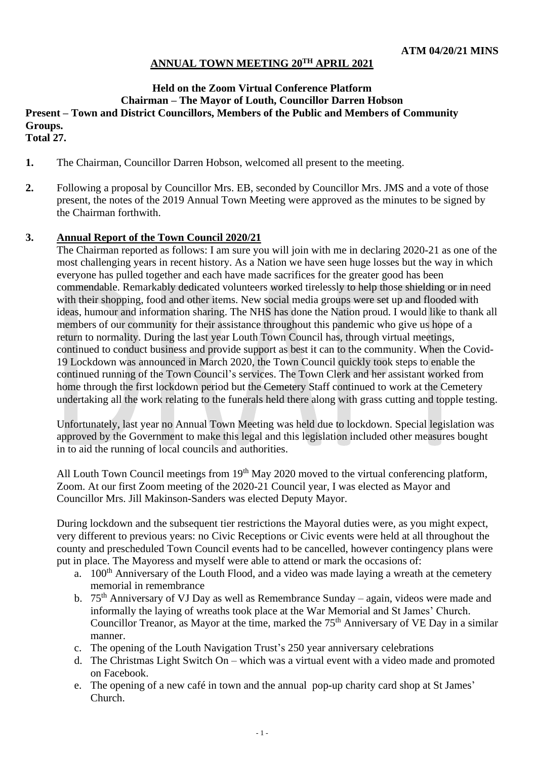**ATM 04/20/21 MINS**

# ANNUAL TOWN MEETING 20TH APRIL 2021

**Held on the Zoom Virtual Conference Platform**
**Chairman – The Mayor of Louth, Councillor Darren Hobson**
**Present – Town and District Councillors, Members of the Public and Members of Community Groups.**
**Total 27.**

**1.** The Chairman, Councillor Darren Hobson, welcomed all present to the meeting.

**2.** Following a proposal by Councillor Mrs. EB, seconded by Councillor Mrs. JMS and a vote of those present, the notes of the 2019 Annual Town Meeting were approved as the minutes to be signed by the Chairman forthwith.

**3.** **Annual Report of the Town Council 2020/21**

The Chairman reported as follows: I am sure you will join with me in declaring 2020-21 as one of the most challenging years in recent history. As a Nation we have seen huge losses but the way in which everyone has pulled together and each have made sacrifices for the greater good has been commendable. Remarkably dedicated volunteers worked tirelessly to help those shielding or in need with their shopping, food and other items. New social media groups were set up and flooded with ideas, humour and information sharing. The NHS has done the Nation proud. I would like to thank all members of our community for their assistance throughout this pandemic who give us hope of a return to normality. During the last year Louth Town Council has, through virtual meetings, continued to conduct business and provide support as best it can to the community. When the Covid-19 Lockdown was announced in March 2020, the Town Council quickly took steps to enable the continued running of the Town Council's services. The Town Clerk and her assistant worked from home through the first lockdown period but the Cemetery Staff continued to work at the Cemetery undertaking all the work relating to the funerals held there along with grass cutting and topple testing.

Unfortunately, last year no Annual Town Meeting was held due to lockdown. Special legislation was approved by the Government to make this legal and this legislation included other measures bought in to aid the running of local councils and authorities.

All Louth Town Council meetings from 19th May 2020 moved to the virtual conferencing platform, Zoom. At our first Zoom meeting of the 2020-21 Council year, I was elected as Mayor and Councillor Mrs. Jill Makinson-Sanders was elected Deputy Mayor.

During lockdown and the subsequent tier restrictions the Mayoral duties were, as you might expect, very different to previous years: no Civic Receptions or Civic events were held at all throughout the county and prescheduled Town Council events had to be cancelled, however contingency plans were put in place. The Mayoress and myself were able to attend or mark the occasions of:

a. 100th Anniversary of the Louth Flood, and a video was made laying a wreath at the cemetery memorial in remembrance
b. 75th Anniversary of VJ Day as well as Remembrance Sunday – again, videos were made and informally the laying of wreaths took place at the War Memorial and St James' Church. Councillor Treanor, as Mayor at the time, marked the 75th Anniversary of VE Day in a similar manner.
c. The opening of the Louth Navigation Trust's 250 year anniversary celebrations
d. The Christmas Light Switch On – which was a virtual event with a video made and promoted on Facebook.
e. The opening of a new café in town and the annual pop-up charity card shop at St James' Church.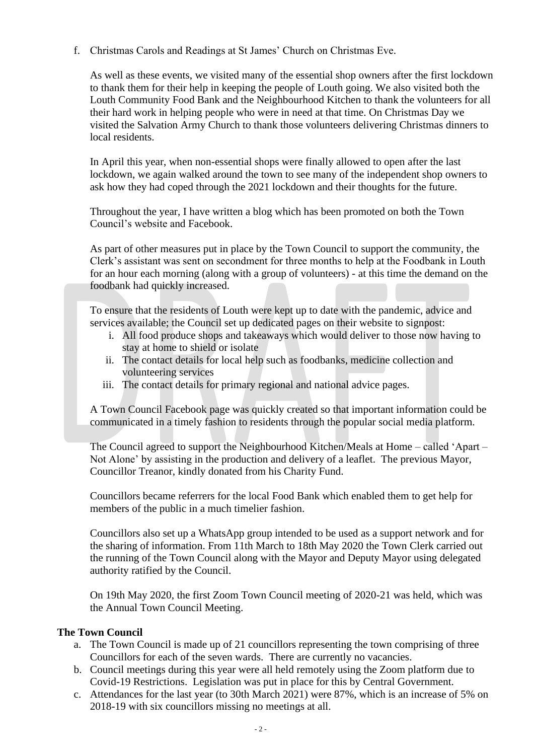f. Christmas Carols and Readings at St James' Church on Christmas Eve.

As well as these events, we visited many of the essential shop owners after the first lockdown to thank them for their help in keeping the people of Louth going. We also visited both the Louth Community Food Bank and the Neighbourhood Kitchen to thank the volunteers for all their hard work in helping people who were in need at that time. On Christmas Day we visited the Salvation Army Church to thank those volunteers delivering Christmas dinners to local residents.

In April this year, when non-essential shops were finally allowed to open after the last lockdown, we again walked around the town to see many of the independent shop owners to ask how they had coped through the 2021 lockdown and their thoughts for the future.

Throughout the year, I have written a blog which has been promoted on both the Town Council's website and Facebook.

As part of other measures put in place by the Town Council to support the community, the Clerk's assistant was sent on secondment for three months to help at the Foodbank in Louth for an hour each morning (along with a group of volunteers) - at this time the demand on the foodbank had quickly increased.

To ensure that the residents of Louth were kept up to date with the pandemic, advice and services available; the Council set up dedicated pages on their website to signpost:

i. All food produce shops and takeaways which would deliver to those now having to stay at home to shield or isolate
ii. The contact details for local help such as foodbanks, medicine collection and volunteering services
iii. The contact details for primary regional and national advice pages.

A Town Council Facebook page was quickly created so that important information could be communicated in a timely fashion to residents through the popular social media platform.

The Council agreed to support the Neighbourhood Kitchen/Meals at Home – called 'Apart – Not Alone' by assisting in the production and delivery of a leaflet. The previous Mayor, Councillor Treanor, kindly donated from his Charity Fund.

Councillors became referrers for the local Food Bank which enabled them to get help for members of the public in a much timelier fashion.

Councillors also set up a WhatsApp group intended to be used as a support network and for the sharing of information. From 11th March to 18th May 2020 the Town Clerk carried out the running of the Town Council along with the Mayor and Deputy Mayor using delegated authority ratified by the Council.

On 19th May 2020, the first Zoom Town Council meeting of 2020-21 was held, which was the Annual Town Council Meeting.

**The Town Council**

a. The Town Council is made up of 21 councillors representing the town comprising of three Councillors for each of the seven wards. There are currently no vacancies.
b. Council meetings during this year were all held remotely using the Zoom platform due to Covid-19 Restrictions. Legislation was put in place for this by Central Government.
c. Attendances for the last year (to 30th March 2021) were 87%, which is an increase of 5% on 2018-19 with six councillors missing no meetings at all.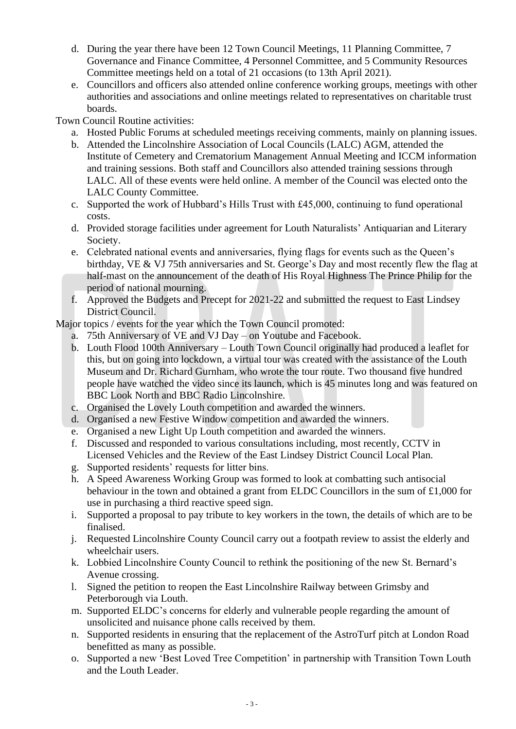d. During the year there have been 12 Town Council Meetings, 11 Planning Committee, 7 Governance and Finance Committee, 4 Personnel Committee, and 5 Community Resources Committee meetings held on a total of 21 occasions (to 13th April 2021).

e. Councillors and officers also attended online conference working groups, meetings with other authorities and associations and online meetings related to representatives on charitable trust boards.

Town Council Routine activities:

a. Hosted Public Forums at scheduled meetings receiving comments, mainly on planning issues.

b. Attended the Lincolnshire Association of Local Councils (LALC) AGM, attended the Institute of Cemetery and Crematorium Management Annual Meeting and ICCM information and training sessions. Both staff and Councillors also attended training sessions through LALC. All of these events were held online. A member of the Council was elected onto the LALC County Committee.

c. Supported the work of Hubbard's Hills Trust with £45,000, continuing to fund operational costs.

d. Provided storage facilities under agreement for Louth Naturalists' Antiquarian and Literary Society.

e. Celebrated national events and anniversaries, flying flags for events such as the Queen's birthday, VE & VJ 75th anniversaries and St. George's Day and most recently flew the flag at half-mast on the announcement of the death of His Royal Highness The Prince Philip for the period of national mourning.

f. Approved the Budgets and Precept for 2021-22 and submitted the request to East Lindsey District Council.

Major topics / events for the year which the Town Council promoted:

a. 75th Anniversary of VE and VJ Day – on Youtube and Facebook.

b. Louth Flood 100th Anniversary – Louth Town Council originally had produced a leaflet for this, but on going into lockdown, a virtual tour was created with the assistance of the Louth Museum and Dr. Richard Gurnham, who wrote the tour route. Two thousand five hundred people have watched the video since its launch, which is 45 minutes long and was featured on BBC Look North and BBC Radio Lincolnshire.

c. Organised the Lovely Louth competition and awarded the winners.

d. Organised a new Festive Window competition and awarded the winners.

e. Organised a new Light Up Louth competition and awarded the winners.

f. Discussed and responded to various consultations including, most recently, CCTV in Licensed Vehicles and the Review of the East Lindsey District Council Local Plan.

g. Supported residents' requests for litter bins.

h. A Speed Awareness Working Group was formed to look at combatting such antisocial behaviour in the town and obtained a grant from ELDC Councillors in the sum of £1,000 for use in purchasing a third reactive speed sign.

i. Supported a proposal to pay tribute to key workers in the town, the details of which are to be finalised.

j. Requested Lincolnshire County Council carry out a footpath review to assist the elderly and wheelchair users.

k. Lobbied Lincolnshire County Council to rethink the positioning of the new St. Bernard's Avenue crossing.

l. Signed the petition to reopen the East Lincolnshire Railway between Grimsby and Peterborough via Louth.

m. Supported ELDC's concerns for elderly and vulnerable people regarding the amount of unsolicited and nuisance phone calls received by them.

n. Supported residents in ensuring that the replacement of the AstroTurf pitch at London Road benefitted as many as possible.

o. Supported a new 'Best Loved Tree Competition' in partnership with Transition Town Louth and the Louth Leader.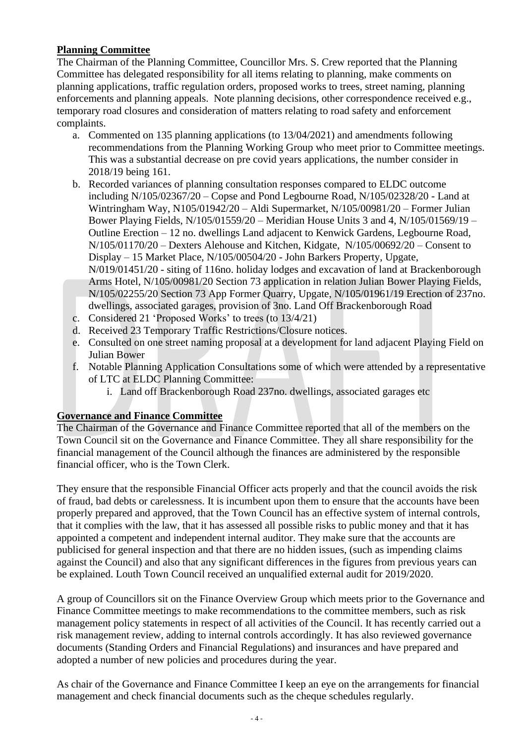**Planning Committee**

The Chairman of the Planning Committee, Councillor Mrs. S. Crew reported that the Planning Committee has delegated responsibility for all items relating to planning, make comments on planning applications, traffic regulation orders, proposed works to trees, street naming, planning enforcements and planning appeals. Note planning decisions, other correspondence received e.g., temporary road closures and consideration of matters relating to road safety and enforcement complaints.

a. Commented on 135 planning applications (to 13/04/2021) and amendments following recommendations from the Planning Working Group who meet prior to Committee meetings. This was a substantial decrease on pre covid years applications, the number consider in 2018/19 being 161.
b. Recorded variances of planning consultation responses compared to ELDC outcome including N/105/02367/20 – Copse and Pond Legbourne Road, N/105/02328/20 - Land at Wintringham Way, N105/01942/20 – Aldi Supermarket, N/105/00981/20 – Former Julian Bower Playing Fields, N/105/01559/20 – Meridian House Units 3 and 4, N/105/01569/19 – Outline Erection – 12 no. dwellings Land adjacent to Kenwick Gardens, Legbourne Road, N/105/01170/20 – Dexters Alehouse and Kitchen, Kidgate, N/105/00692/20 – Consent to Display – 15 Market Place, N/105/00504/20 - John Barkers Property, Upgate, N/019/01451/20 - siting of 116no. holiday lodges and excavation of land at Brackenborough Arms Hotel, N/105/00981/20 Section 73 application in relation Julian Bower Playing Fields, N/105/02255/20 Section 73 App Former Quarry, Upgate, N/105/01961/19 Erection of 237no. dwellings, associated garages, provision of 3no. Land Off Brackenborough Road
c. Considered 21 'Proposed Works' to trees (to 13/4/21)
d. Received 23 Temporary Traffic Restrictions/Closure notices.
e. Consulted on one street naming proposal at a development for land adjacent Playing Field on Julian Bower
f. Notable Planning Application Consultations some of which were attended by a representative of LTC at ELDC Planning Committee:
   i. Land off Brackenborough Road 237no. dwellings, associated garages etc

**Governance and Finance Committee**

The Chairman of the Governance and Finance Committee reported that all of the members on the Town Council sit on the Governance and Finance Committee. They all share responsibility for the financial management of the Council although the finances are administered by the responsible financial officer, who is the Town Clerk.

They ensure that the responsible Financial Officer acts properly and that the council avoids the risk of fraud, bad debts or carelessness. It is incumbent upon them to ensure that the accounts have been properly prepared and approved, that the Town Council has an effective system of internal controls, that it complies with the law, that it has assessed all possible risks to public money and that it has appointed a competent and independent internal auditor. They make sure that the accounts are publicised for general inspection and that there are no hidden issues, (such as impending claims against the Council) and also that any significant differences in the figures from previous years can be explained. Louth Town Council received an unqualified external audit for 2019/2020.

A group of Councillors sit on the Finance Overview Group which meets prior to the Governance and Finance Committee meetings to make recommendations to the committee members, such as risk management policy statements in respect of all activities of the Council. It has recently carried out a risk management review, adding to internal controls accordingly. It has also reviewed governance documents (Standing Orders and Financial Regulations) and insurances and have prepared and adopted a number of new policies and procedures during the year.

As chair of the Governance and Finance Committee I keep an eye on the arrangements for financial management and check financial documents such as the cheque schedules regularly.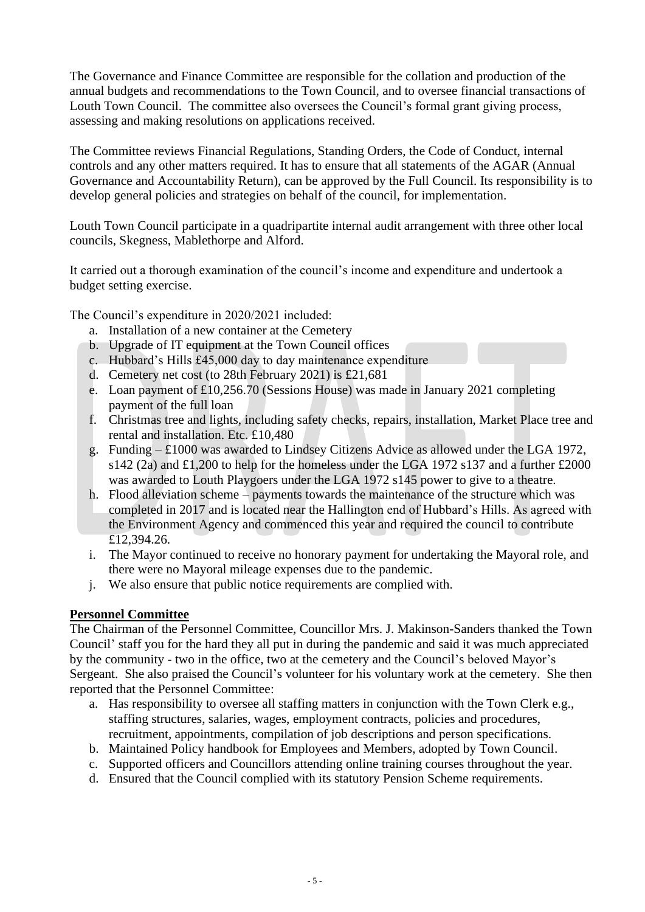The Governance and Finance Committee are responsible for the collation and production of the annual budgets and recommendations to the Town Council, and to oversee financial transactions of Louth Town Council. The committee also oversees the Council's formal grant giving process, assessing and making resolutions on applications received.

The Committee reviews Financial Regulations, Standing Orders, the Code of Conduct, internal controls and any other matters required. It has to ensure that all statements of the AGAR (Annual Governance and Accountability Return), can be approved by the Full Council. Its responsibility is to develop general policies and strategies on behalf of the council, for implementation.

Louth Town Council participate in a quadripartite internal audit arrangement with three other local councils, Skegness, Mablethorpe and Alford.

It carried out a thorough examination of the council's income and expenditure and undertook a budget setting exercise.

The Council's expenditure in 2020/2021 included:

a. Installation of a new container at the Cemetery
b. Upgrade of IT equipment at the Town Council offices
c. Hubbard's Hills £45,000 day to day maintenance expenditure
d. Cemetery net cost (to 28th February 2021) is £21,681
e. Loan payment of £10,256.70 (Sessions House) was made in January 2021 completing payment of the full loan
f. Christmas tree and lights, including safety checks, repairs, installation, Market Place tree and rental and installation. Etc. £10,480
g. Funding – £1000 was awarded to Lindsey Citizens Advice as allowed under the LGA 1972, s142 (2a) and £1,200 to help for the homeless under the LGA 1972 s137 and a further £2000 was awarded to Louth Playgoers under the LGA 1972 s145 power to give to a theatre.
h. Flood alleviation scheme – payments towards the maintenance of the structure which was completed in 2017 and is located near the Hallington end of Hubbard's Hills. As agreed with the Environment Agency and commenced this year and required the council to contribute £12,394.26.
i. The Mayor continued to receive no honorary payment for undertaking the Mayoral role, and there were no Mayoral mileage expenses due to the pandemic.
j. We also ensure that public notice requirements are complied with.

**Personnel Committee**

The Chairman of the Personnel Committee, Councillor Mrs. J. Makinson-Sanders thanked the Town Council' staff you for the hard they all put in during the pandemic and said it was much appreciated by the community - two in the office, two at the cemetery and the Council's beloved Mayor's Sergeant. She also praised the Council's volunteer for his voluntary work at the cemetery. She then reported that the Personnel Committee:

a. Has responsibility to oversee all staffing matters in conjunction with the Town Clerk e.g., staffing structures, salaries, wages, employment contracts, policies and procedures, recruitment, appointments, compilation of job descriptions and person specifications.
b. Maintained Policy handbook for Employees and Members, adopted by Town Council.
c. Supported officers and Councillors attending online training courses throughout the year.
d. Ensured that the Council complied with its statutory Pension Scheme requirements.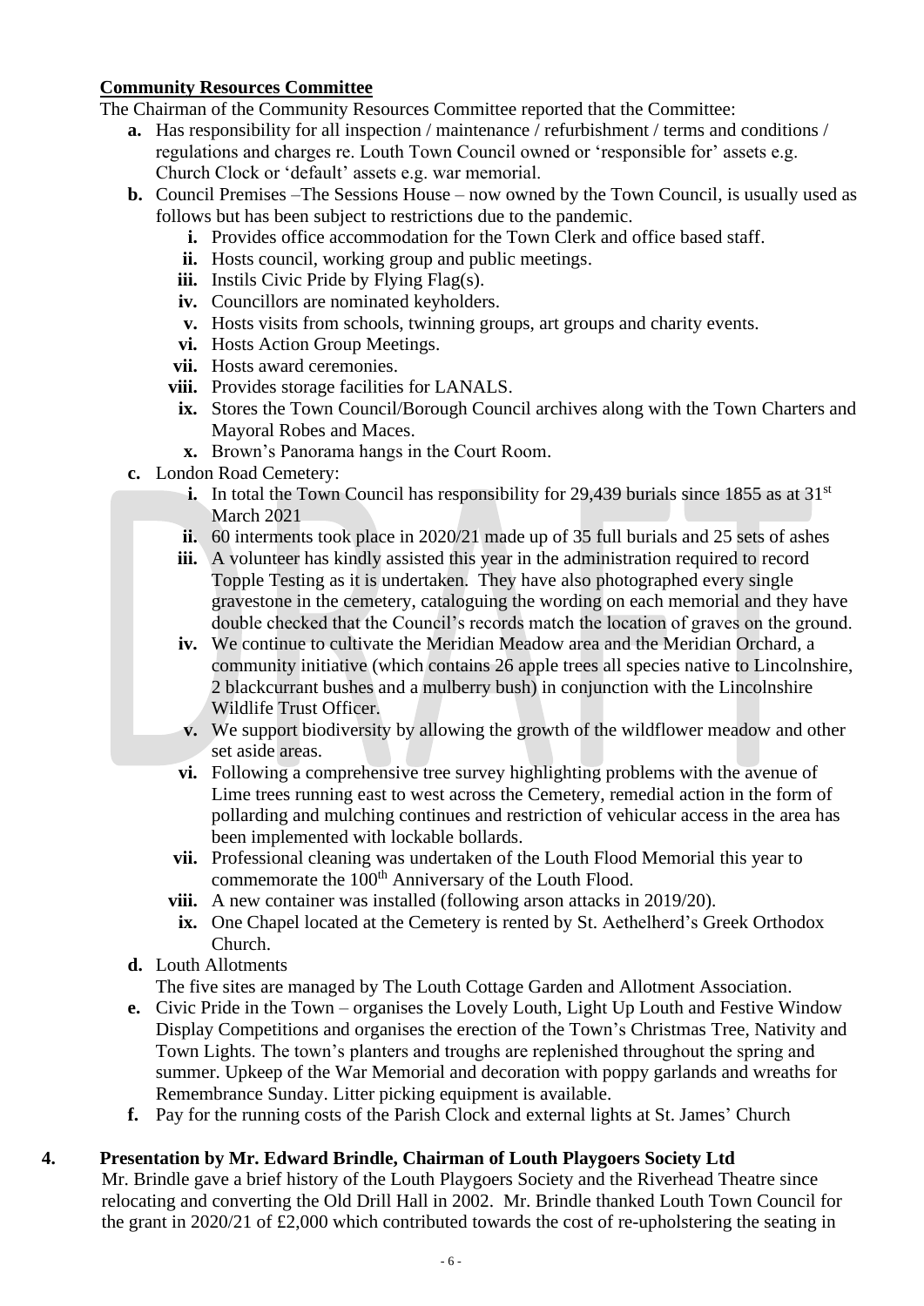**Community Resources Committee**

The Chairman of the Community Resources Committee reported that the Committee:

- **a.** Has responsibility for all inspection / maintenance / refurbishment / terms and conditions / regulations and charges re. Louth Town Council owned or 'responsible for' assets e.g. Church Clock or 'default' assets e.g. war memorial.
- **b.** Council Premises –The Sessions House – now owned by the Town Council, is usually used as follows but has been subject to restrictions due to the pandemic.
  - **i.** Provides office accommodation for the Town Clerk and office based staff.
  - **ii.** Hosts council, working group and public meetings.
  - **iii.** Instils Civic Pride by Flying Flag(s).
  - **iv.** Councillors are nominated keyholders.
  - **v.** Hosts visits from schools, twinning groups, art groups and charity events.
  - **vi.** Hosts Action Group Meetings.
  - **vii.** Hosts award ceremonies.
  - **viii.** Provides storage facilities for LANALS.
  - **ix.** Stores the Town Council/Borough Council archives along with the Town Charters and Mayoral Robes and Maces.
  - **x.** Brown's Panorama hangs in the Court Room.
- **c.** London Road Cemetery:
  - **i.** In total the Town Council has responsibility for 29,439 burials since 1855 as at 31st March 2021
  - **ii.** 60 interments took place in 2020/21 made up of 35 full burials and 25 sets of ashes
  - **iii.** A volunteer has kindly assisted this year in the administration required to record Topple Testing as it is undertaken. They have also photographed every single gravestone in the cemetery, cataloguing the wording on each memorial and they have double checked that the Council's records match the location of graves on the ground.
  - **iv.** We continue to cultivate the Meridian Meadow area and the Meridian Orchard, a community initiative (which contains 26 apple trees all species native to Lincolnshire, 2 blackcurrant bushes and a mulberry bush) in conjunction with the Lincolnshire Wildlife Trust Officer.
  - **v.** We support biodiversity by allowing the growth of the wildflower meadow and other set aside areas.
  - **vi.** Following a comprehensive tree survey highlighting problems with the avenue of Lime trees running east to west across the Cemetery, remedial action in the form of pollarding and mulching continues and restriction of vehicular access in the area has been implemented with lockable bollards.
  - **vii.** Professional cleaning was undertaken of the Louth Flood Memorial this year to commemorate the 100th Anniversary of the Louth Flood.
  - **viii.** A new container was installed (following arson attacks in 2019/20).
  - **ix.** One Chapel located at the Cemetery is rented by St. Aethelherd's Greek Orthodox Church.
- **d.** Louth Allotments
  The five sites are managed by The Louth Cottage Garden and Allotment Association.
- **e.** Civic Pride in the Town – organises the Lovely Louth, Light Up Louth and Festive Window Display Competitions and organises the erection of the Town's Christmas Tree, Nativity and Town Lights. The town's planters and troughs are replenished throughout the spring and summer. Upkeep of the War Memorial and decoration with poppy garlands and wreaths for Remembrance Sunday. Litter picking equipment is available.
- **f.** Pay for the running costs of the Parish Clock and external lights at St. James' Church

**4. Presentation by Mr. Edward Brindle, Chairman of Louth Playgoers Society Ltd**

Mr. Brindle gave a brief history of the Louth Playgoers Society and the Riverhead Theatre since relocating and converting the Old Drill Hall in 2002. Mr. Brindle thanked Louth Town Council for the grant in 2020/21 of £2,000 which contributed towards the cost of re-upholstering the seating in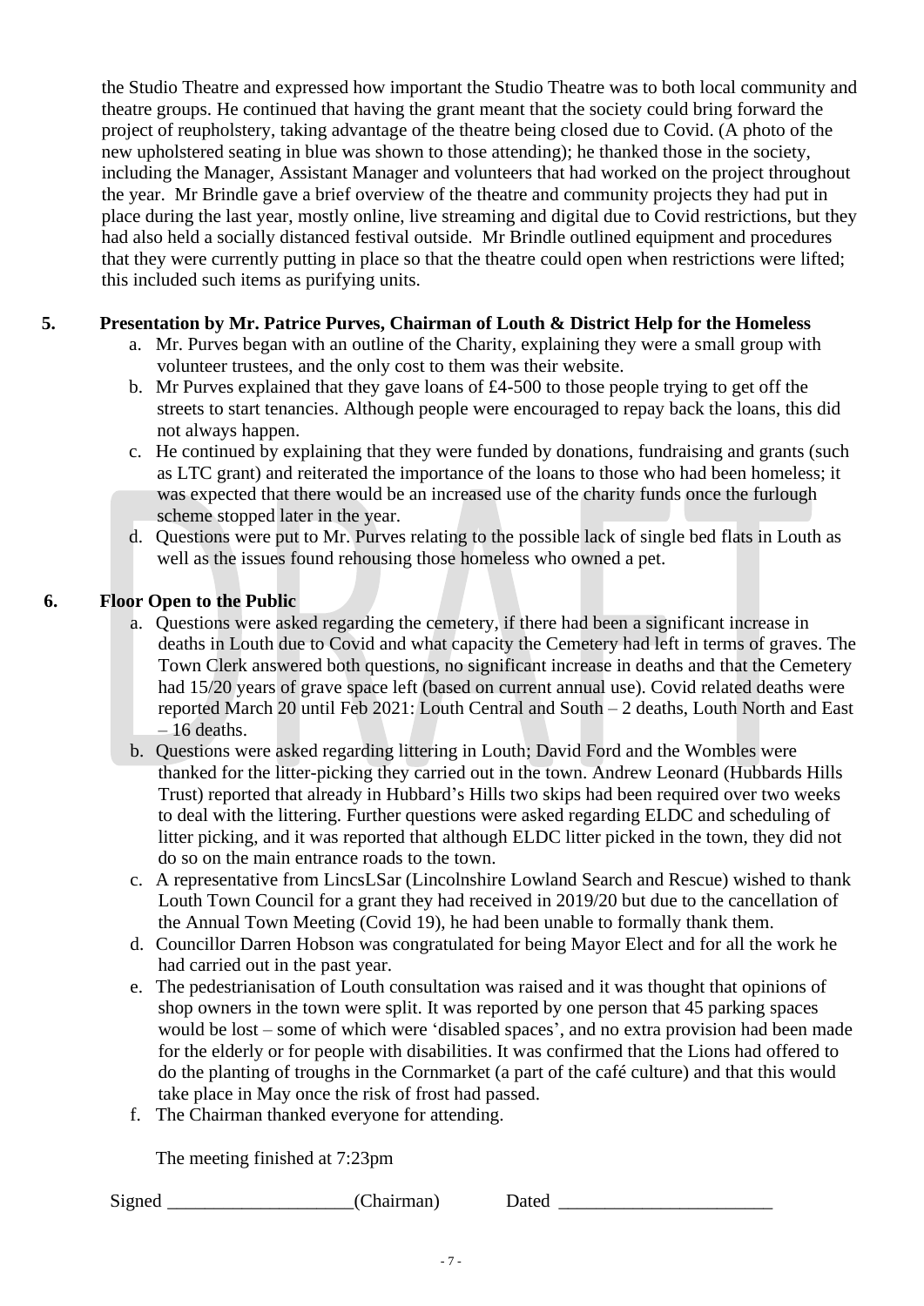the Studio Theatre and expressed how important the Studio Theatre was to both local community and theatre groups. He continued that having the grant meant that the society could bring forward the project of reupholstery, taking advantage of the theatre being closed due to Covid. (A photo of the new upholstered seating in blue was shown to those attending); he thanked those in the society, including the Manager, Assistant Manager and volunteers that had worked on the project throughout the year. Mr Brindle gave a brief overview of the theatre and community projects they had put in place during the last year, mostly online, live streaming and digital due to Covid restrictions, but they had also held a socially distanced festival outside. Mr Brindle outlined equipment and procedures that they were currently putting in place so that the theatre could open when restrictions were lifted; this included such items as purifying units.

**5. Presentation by Mr. Patrice Purves, Chairman of Louth & District Help for the Homeless**

a. Mr. Purves began with an outline of the Charity, explaining they were a small group with volunteer trustees, and the only cost to them was their website.

b. Mr Purves explained that they gave loans of £4-500 to those people trying to get off the streets to start tenancies. Although people were encouraged to repay back the loans, this did not always happen.

c. He continued by explaining that they were funded by donations, fundraising and grants (such as LTC grant) and reiterated the importance of the loans to those who had been homeless; it was expected that there would be an increased use of the charity funds once the furlough scheme stopped later in the year.

d. Questions were put to Mr. Purves relating to the possible lack of single bed flats in Louth as well as the issues found rehousing those homeless who owned a pet.

**6. Floor Open to the Public**

a. Questions were asked regarding the cemetery, if there had been a significant increase in deaths in Louth due to Covid and what capacity the Cemetery had left in terms of graves. The Town Clerk answered both questions, no significant increase in deaths and that the Cemetery had 15/20 years of grave space left (based on current annual use). Covid related deaths were reported March 20 until Feb 2021: Louth Central and South – 2 deaths, Louth North and East – 16 deaths.

b. Questions were asked regarding littering in Louth; David Ford and the Wombles were thanked for the litter-picking they carried out in the town. Andrew Leonard (Hubbards Hills Trust) reported that already in Hubbard's Hills two skips had been required over two weeks to deal with the littering. Further questions were asked regarding ELDC and scheduling of litter picking, and it was reported that although ELDC litter picked in the town, they did not do so on the main entrance roads to the town.

c. A representative from LincsLSar (Lincolnshire Lowland Search and Rescue) wished to thank Louth Town Council for a grant they had received in 2019/20 but due to the cancellation of the Annual Town Meeting (Covid 19), he had been unable to formally thank them.

d. Councillor Darren Hobson was congratulated for being Mayor Elect and for all the work he had carried out in the past year.

e. The pedestrianisation of Louth consultation was raised and it was thought that opinions of shop owners in the town were split. It was reported by one person that 45 parking spaces would be lost – some of which were 'disabled spaces', and no extra provision had been made for the elderly or for people with disabilities. It was confirmed that the Lions had offered to do the planting of troughs in the Cornmarket (a part of the café culture) and that this would take place in May once the risk of frost had passed.

f. The Chairman thanked everyone for attending.

The meeting finished at 7:23pm

Signed ____________________(Chairman) Dated ________________________